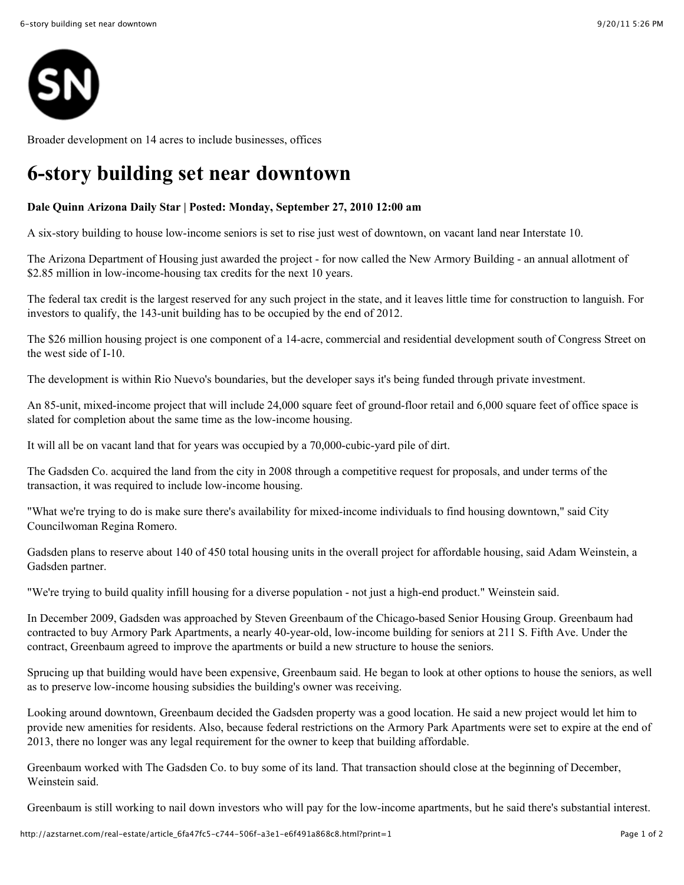Broader development on 14 acres to include businesses, offices

# 6-story building set near downtown

**Dale Quinn Arizona Daily Star | Posted: Monday, September 27, 2010 12:00 am**

A six-story building to house low-income seniors is set to rise just west of downtown, on vacant land near Interstate 10.

The Arizona Department of Housing just awarded the project - for now called the New Armory Building - an annual allotment of $2.85 million in low-income-housing tax credits for the next 10 years.

The federal tax credit is the largest reserved for any such project in the state, and it leaves little time for construction to languish. For investors to qualify, the 143-unit building has to be occupied by the end of 2012.

The $26 million housing project is one component of a 14-acre, commercial and residential development south of Congress Street on the west side of I-10.

The development is within Rio Nuevo's boundaries, but the developer says it's being funded through private investment.

An 85-unit, mixed-income project that will include 24,000 square feet of ground-floor retail and 6,000 square feet of office space is slated for completion about the same time as the low-income housing.

It will all be on vacant land that for years was occupied by a 70,000-cubic-yard pile of dirt.

The Gadsden Co. acquired the land from the city in 2008 through a competitive request for proposals, and under terms of the transaction, it was required to include low-income housing.

"What we're trying to do is make sure there's availability for mixed-income individuals to find housing downtown," said City Councilwoman Regina Romero.

Gadsden plans to reserve about 140 of 450 total housing units in the overall project for affordable housing, said Adam Weinstein, a Gadsden partner.

"We're trying to build quality infill housing for a diverse population - not just a high-end product." Weinstein said.

In December 2009, Gadsden was approached by Steven Greenbaum of the Chicago-based Senior Housing Group. Greenbaum had contracted to buy Armory Park Apartments, a nearly 40-year-old, low-income building for seniors at 211 S. Fifth Ave. Under the contract, Greenbaum agreed to improve the apartments or build a new structure to house the seniors.

Sprucing up that building would have been expensive, Greenbaum said. He began to look at other options to house the seniors, as well as to preserve low-income housing subsidies the building's owner was receiving.

Looking around downtown, Greenbaum decided the Gadsden property was a good location. He said a new project would let him to provide new amenities for residents. Also, because federal restrictions on the Armory Park Apartments were set to expire at the end of 2013, there no longer was any legal requirement for the owner to keep that building affordable.

Greenbaum worked with The Gadsden Co. to buy some of its land. That transaction should close at the beginning of December, Weinstein said.

Greenbaum is still working to nail down investors who will pay for the low-income apartments, but he said there's substantial interest.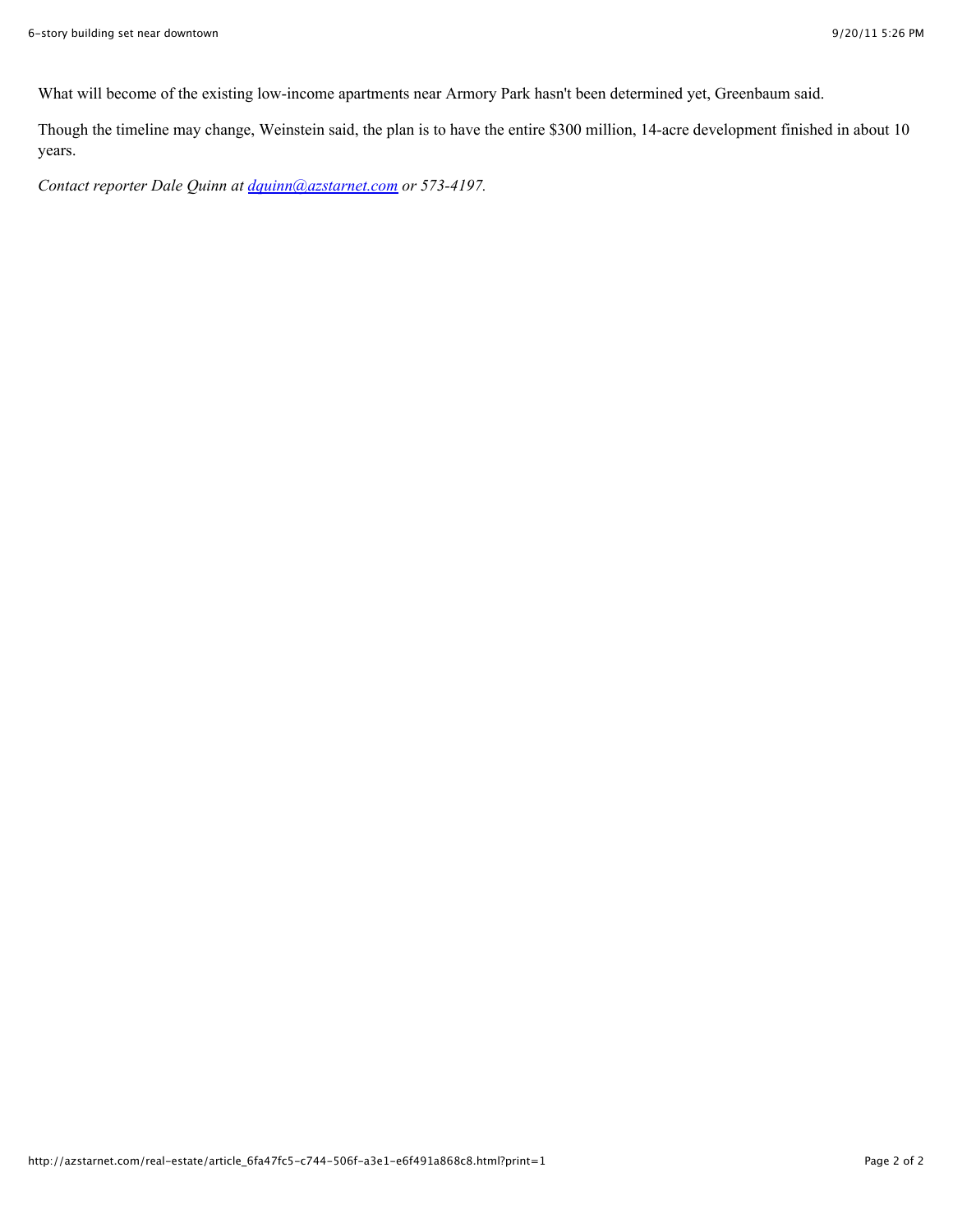What will become of the existing low-income apartments near Armory Park hasn't been determined yet, Greenbaum said.

Though the timeline may change, Weinstein said, the plan is to have the entire $300 million, 14-acre development finished in about 10 years.

*Contact reporter Dale Quinn at [dquinn@azstarnet.com](mailto:dquinn@azstarnet.com) or 573-4197.*